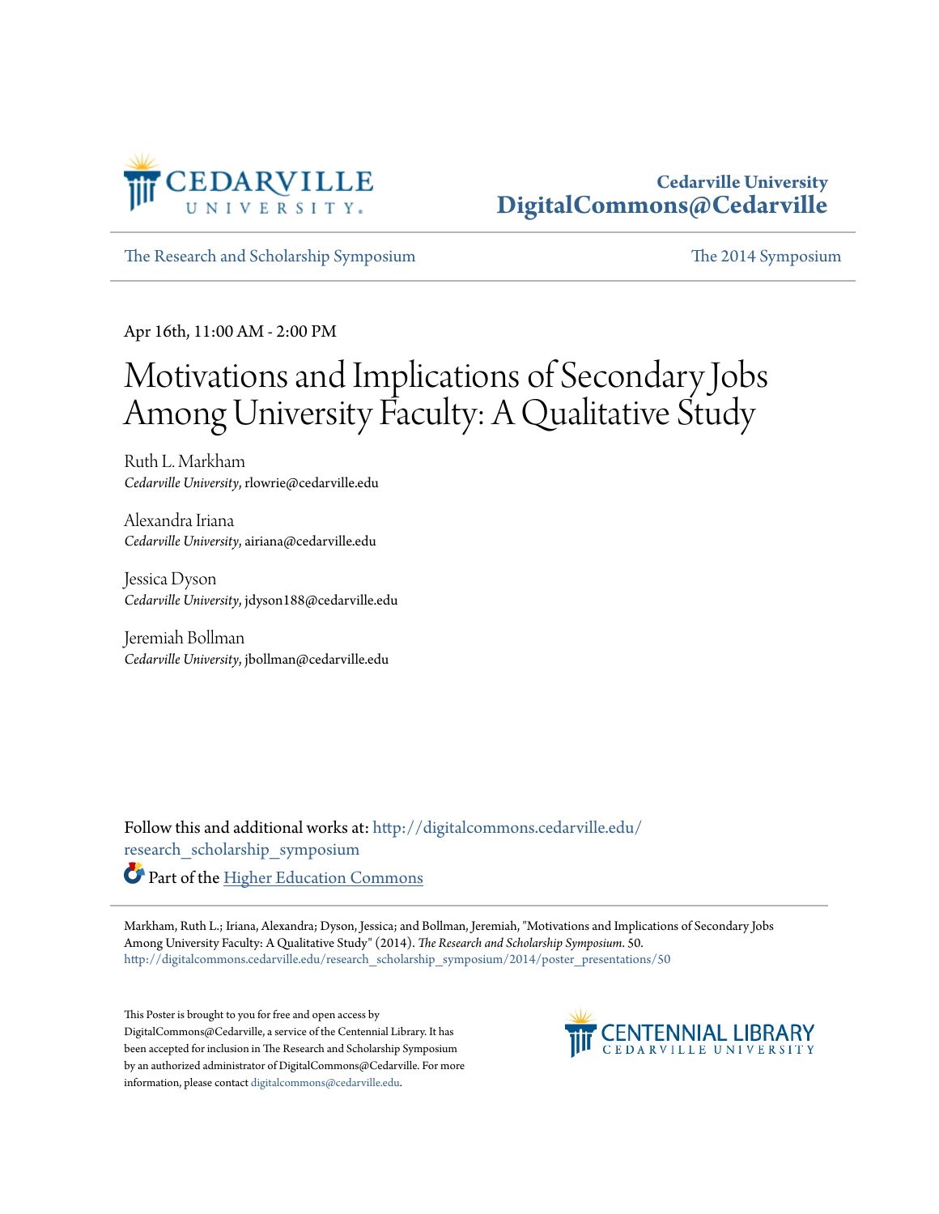Cedarville University
**DigitalCommons@Cedarville**

The Research and Scholarship Symposium | The 2014 Symposium

Apr 16th, 11:00 AM - 2:00 PM

# Motivations and Implications of Secondary Jobs Among University Faculty: A Qualitative Study

Ruth L. Markham
*Cedarville University*, rlowrie@cedarville.edu

Alexandra Iriana
*Cedarville University*, airiana@cedarville.edu

Jessica Dyson
*Cedarville University*, jdyson188@cedarville.edu

Jeremiah Bollman
*Cedarville University*, jbollman@cedarville.edu

Follow this and additional works at: http://digitalcommons.cedarville.edu/research_scholarship_symposium

Part of the Higher Education Commons

Markham, Ruth L.; Iriana, Alexandra; Dyson, Jessica; and Bollman, Jeremiah, "Motivations and Implications of Secondary Jobs Among University Faculty: A Qualitative Study" (2014). *The Research and Scholarship Symposium*. 50.
http://digitalcommons.cedarville.edu/research_scholarship_symposium/2014/poster_presentations/50

This Poster is brought to you for free and open access by DigitalCommons@Cedarville, a service of the Centennial Library. It has been accepted for inclusion in The Research and Scholarship Symposium by an authorized administrator of DigitalCommons@Cedarville. For more information, please contact digitalcommons@cedarville.edu.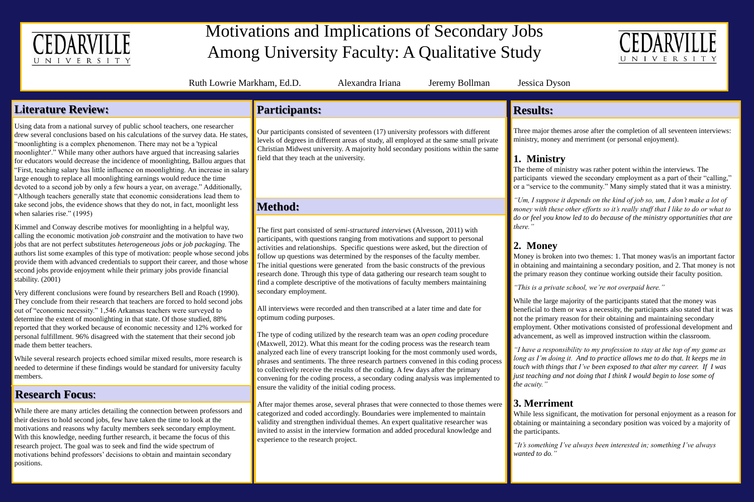# Motivations and Implications of Secondary Jobs Among University Faculty: A Qualitative Study

Ruth Lowrie Markham, Ed.D. Alexandra Iriana Jeremy Bollman Jessica Dyson

## Literature Review:

Using data from a national survey of public school teachers, one researcher drew several conclusions based on his calculations of the survey data. He states, "moonlighting is a complex phenomenon. There may not be a 'typical moonlighter'." While many other authors have argued that increasing salaries for educators would decrease the incidence of moonlighting, Ballou argues that "First, teaching salary has little influence on moonlighting. An increase in salary large enough to replace all moonlighting earnings would reduce the time devoted to a second job by only a few hours a year, on average." Additionally, "Although teachers generally state that economic considerations lead them to take second jobs, the evidence shows that they do not, in fact, moonlight less when salaries rise." (1995)

Kimmel and Conway describe motives for moonlighting in a helpful way, calling the economic motivation *job constraint* and the motivation to have two jobs that are not perfect substitutes *heterogeneous jobs* or *job packaging.* The authors list some examples of this type of motivation: people whose second jobs provide them with advanced credentials to support their career, and those whose second jobs provide enjoyment while their primary jobs provide financial stability. (2001)

Very different conclusions were found by researchers Bell and Roach (1990). They conclude from their research that teachers are forced to hold second jobs out of "economic necessity." 1,546 Arkansas teachers were surveyed to determine the extent of moonlighting in that state. Of those studied, 88% reported that they worked because of economic necessity and 12% worked for personal fulfillment. 96% disagreed with the statement that their second job made them better teachers.

While several research projects echoed similar mixed results, more research is needed to determine if these findings would be standard for university faculty members.

## Research Focus:

While there are many articles detailing the connection between professors and their desires to hold second jobs, few have taken the time to look at the motivations and reasons why faculty members seek secondary employment. With this knowledge, needing further research, it became the focus of this research project. The goal was to seek and find the wide spectrum of motivations behind professors' decisions to obtain and maintain secondary positions.

## Participants:

Our participants consisted of seventeen (17) university professors with different levels of degrees in different areas of study, all employed at the same small private Christian Midwest university. A majority hold secondary positions within the same field that they teach at the university.

## Method:

The first part consisted of *semi-structured interviews* (Alvesson, 2011) with participants, with questions ranging from motivations and support to personal activities and relationships. Specific questions were asked, but the direction of follow up questions was determined by the responses of the faculty member. The initial questions were generated from the basic constructs of the previous research done. Through this type of data gathering our research team sought to find a complete descriptive of the motivations of faculty members maintaining secondary employment.

All interviews were recorded and then transcribed at a later time and date for optimum coding purposes.

The type of coding utilized by the research team was an *open coding* procedure (Maxwell, 2012). What this meant for the coding process was the research team analyzed each line of every transcript looking for the most commonly used words, phrases and sentiments. The three research partners convened in this coding process to collectively receive the results of the coding. A few days after the primary convening for the coding process, a secondary coding analysis was implemented to ensure the validity of the initial coding process.

After major themes arose, several phrases that were connected to those themes were categorized and coded accordingly. Boundaries were implemented to maintain validity and strengthen individual themes. An expert qualitative researcher was invited to assist in the interview formation and added procedural knowledge and experience to the research project.

## Results:

Three major themes arose after the completion of all seventeen interviews: ministry, money and merriment (or personal enjoyment).

### 1. Ministry

The theme of ministry was rather potent within the interviews. The participants viewed the secondary employment as a part of their "calling," or a "service to the community." Many simply stated that it was a ministry.

*"Um, I suppose it depends on the kind of job so, um, I don't make a lot of money with these other efforts so it's really stuff that I like to do or what to do or feel you know led to do because of the ministry opportunities that are there."*

### 2. Money

Money is broken into two themes: 1. That money was/is an important factor in obtaining and maintaining a secondary position, and 2. That money is not the primary reason they continue working outside their faculty position.

*"This is a private school, we're not overpaid here."*

While the large majority of the participants stated that the money was beneficial to them or was a necessity, the participants also stated that it was not the primary reason for their obtaining and maintaining secondary employment. Other motivations consisted of professional development and advancement, as well as improved instruction within the classroom.

*"I have a responsibility to my profession to stay at the top of my game as long as I'm doing it. And to practice allows me to do that. It keeps me in touch with things that I've been exposed to that alter my career. If I was just teaching and not doing that I think I would begin to lose some of the acuity."*

### 3. Merriment

While less significant, the motivation for personal enjoyment as a reason for obtaining or maintaining a secondary position was voiced by a majority of the participants.

*"It's something I've always been interested in; something I've always wanted to do."*